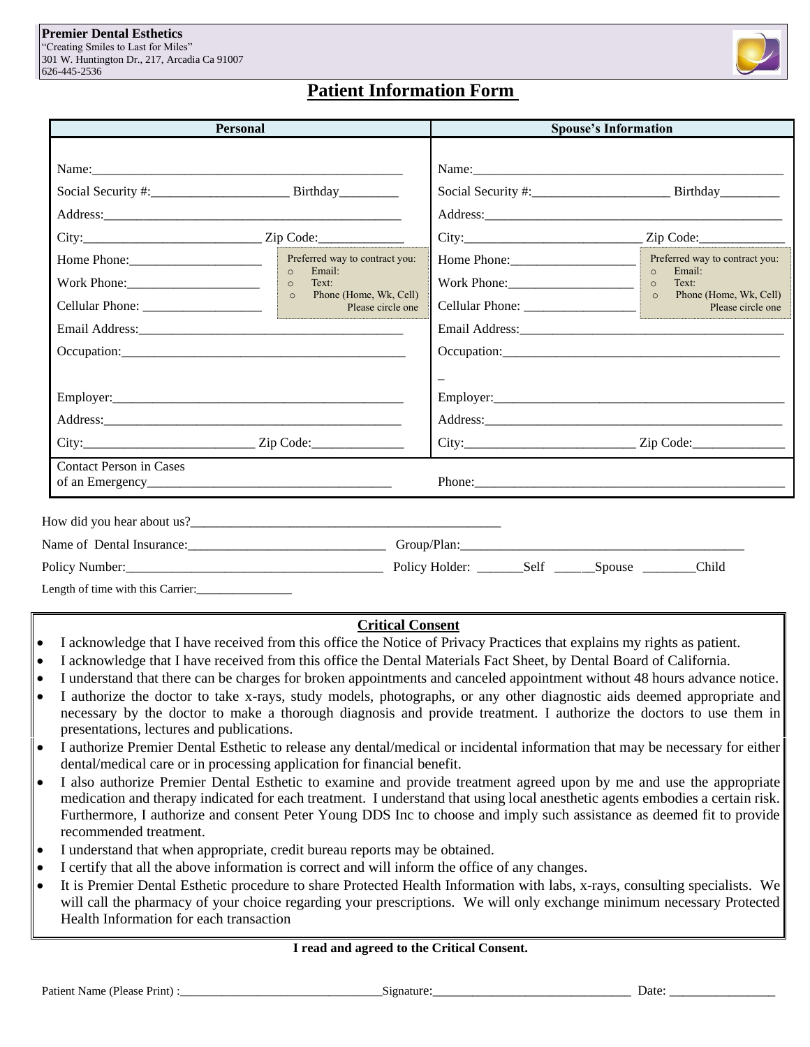**Premier Dental Esthetics**
"Creating Smiles to Last for Miles"
301 W. Huntington Dr., 217, Arcadia Ca 91007
626-445-2536

# Patient Information Form

| Personal | Spouse's Information |
|---|---|
| Name:_______________________________________________ | Name:_______________________________________________ |
| Social Security #:_____________________ Birthday_________ | Social Security #:_____________________ Birthday_________ |
| Address:_____________________________________________ | Address:_____________________________________________ |
| City:__________________________ Zip Code:_____________ | City:__________________________ Zip Code:_____________ |
| Home Phone:____________________ | Home Phone:___________________ |
| Work Phone:____________________ | Work Phone:___________________ |
| Cellular Phone: __________________ | Cellular Phone: _________________ |
| Preferred way to contract you: ○ Email: ○ Text: ○ Phone (Home, Wk, Cell) Please circle one | Preferred way to contract you: ○ Email: ○ Text: ○ Phone (Home, Wk, Cell) Please circle one |
| Email Address:_______________________________________ | Email Address:_______________________________________ |
| Occupation:__________________________________________ | Occupation:__________________________________________ _ |
| Employer:___________________________________________ | Employer:___________________________________________ |
| Address:_____________________________________________ | Address:_____________________________________________ |
| City:_________________________ Zip Code:______________ | City:_________________________ Zip Code:______________ |
| Contact Person in Cases of an Emergency_____________________________________ | Phone:_______________________________________________ |

How did you hear about us?________________________________________________

Name of Dental Insurance:______________________________ Group/Plan:____________________________________________

Policy Number:_______________________________________ Policy Holder: _______Self ______Spouse ________Child

Length of time with this Carrier:________________

## Critical Consent

- I acknowledge that I have received from this office the Notice of Privacy Practices that explains my rights as patient.
- I acknowledge that I have received from this office the Dental Materials Fact Sheet, by Dental Board of California.
- I understand that there can be charges for broken appointments and canceled appointment without 48 hours advance notice.
- I authorize the doctor to take x-rays, study models, photographs, or any other diagnostic aids deemed appropriate and necessary by the doctor to make a thorough diagnosis and provide treatment. I authorize the doctors to use them in presentations, lectures and publications.
- I authorize Premier Dental Esthetic to release any dental/medical or incidental information that may be necessary for either dental/medical care or in processing application for financial benefit.
- I also authorize Premier Dental Esthetic to examine and provide treatment agreed upon by me and use the appropriate medication and therapy indicated for each treatment. I understand that using local anesthetic agents embodies a certain risk. Furthermore, I authorize and consent Peter Young DDS Inc to choose and imply such assistance as deemed fit to provide recommended treatment.
- I understand that when appropriate, credit bureau reports may be obtained.
- I certify that all the above information is correct and will inform the office of any changes.
- It is Premier Dental Esthetic procedure to share Protected Health Information with labs, x-rays, consulting specialists. We will call the pharmacy of your choice regarding your prescriptions. We will only exchange minimum necessary Protected Health Information for each transaction

**I read and agreed to the Critical Consent.**

Patient Name (Please Print) :_________________________________Signature:________________________________ Date: _________________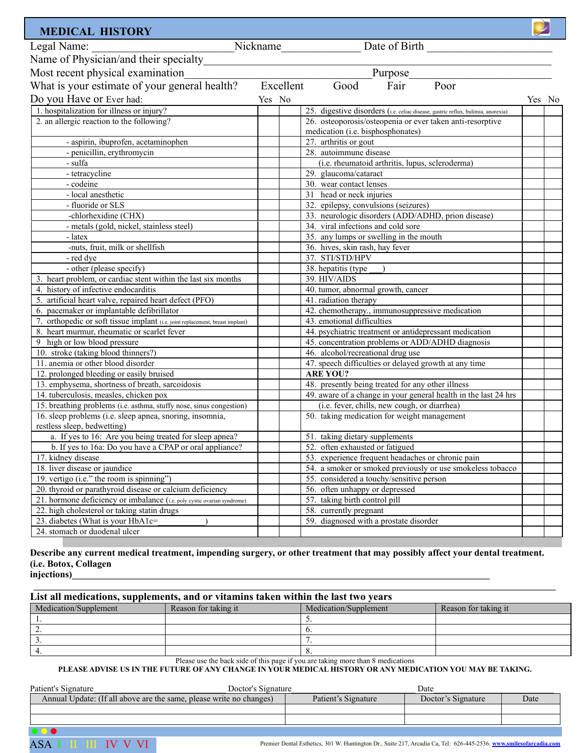# MEDICAL HISTORY

Legal Name: ______________________ Nickname______________ Date of Birth ______________________

Name of Physician/and their specialty______________________________________________________

Most recent physical examination________________________________ Purpose______________________

What is your estimate of your general health? Excellent Good Fair Poor

Do you Have or Ever had:

| Item | Yes | No | Item | Yes | No |
|---|---|---|---|---|---|
| 1. hospitalization for illness or injury? | | | 25. digestive disorders (i.e. celiac disease, gastric reflux, bulimia, anorexia) | | |
| 2. an allergic reaction to the following? | | | 26. osteoporosis/osteopenia or ever taken anti-resorptive medication (i.e. bisphosphonates) | | |
| - aspirin, ibuprofen, acetaminophen | | | 27. arthritis or gout | | |
| - penicillin, erythromycin | | | 28. autoimmune disease | | |
| - sulfa | | | (i.e. rheumatoid arthritis, lupus, scleroderma) | | |
| - tetracycline | | | 29. glaucoma/cataract | | |
| - codeine | | | 30. wear contact lenses | | |
| - local anesthetic | | | 31 head or neck injuries | | |
| - fluoride or SLS | | | 32. epilepsy, convulsions (seizures) | | |
| -chlorhexidine (CHX) | | | 33. neurologic disorders (ADD/ADHD, prion disease) | | |
| - metals (gold, nickel, stainless steel) | | | 34. viral infections and cold sore | | |
| - latex | | | 35. any lumps or swelling in the mouth | | |
| -nuts, fruit, milk or shellfish | | | 36. hives, skin rash, hay fever | | |
| - red dye | | | 37. STI/STD/HPV | | |
| - other (please specify) | | | 38. hepatitis (type ___) | | |
| 3. heart problem, or cardiac stent within the last six months | | | 39. HIV/AIDS | | |
| 4. history of infective endocarditis | | | 40. tumor, abnormal growth, cancer | | |
| 5. artificial heart valve, repaired heart defect (PFO) | | | 41. radiation therapy | | |
| 6. pacemaker or implantable defibrillator | | | 42. chemotherapy., immunosuppressive medication | | |
| 7. orthopedic or soft tissue implant (i.e. joint replacement, breast implant) | | | 43. emotional difficulties | | |
| 8. heart murmur, rheumatic or scarlet fever | | | 44. psychiatric treatment or antidepressant medication | | |
| 9 high or low blood pressure | | | 45. concentration problems or ADD/ADHD diagnosis | | |
| 10. stroke (taking blood thinners?) | | | 46. alcohol/recreational drug use | | |
| 11. anemia or other blood disorder | | | 47. speech difficulties or delayed growth at any time | | |
| 12. prolonged bleeding or easily bruised | | | **ARE YOU?** | | |
| 13. emphysema, shortness of breath, sarcoidosis | | | 48. presently being treated for any other illness | | |
| 14. tuberculosis, measles, chicken pox | | | 49. aware of a change in your general health in the last 24 hrs | | |
| 15. breathing problems (i.e. asthma, stuffy nose, sinus congestion) | | | (i.e. fever, chills, new cough, or diarrhea) | | |
| 16. sleep problems (i.e. sleep apnea, snoring, insomnia, restless sleep, bedwetting) | | | 50. taking medication for weight management | | |
| a. If yes to 16: Are you being treated for sleep apnea? | | | 51. taking dietary supplements | | |
| b. If yes to 16a: Do you have a CPAP or oral appliance? | | | 52. often exhausted or fatigued | | |
| 17. kidney disease | | | 53. experience frequent headaches or chronic pain | | |
| 18. liver disease or jaundice | | | 54. a smoker or smoked previously or use smokeless tobacco | | |
| 19. vertigo (i.e." the room is spinning") | | | 55. considered a touchy/sensitive person | | |
| 20. thyroid or parathyroid disease or calcium deficiency | | | 56. often unhappy or depressed | | |
| 21. hormone deficiency or imbalance (i.e. poly cystic ovarian syndrome) | | | 57. taking birth control pill | | |
| 22. high cholesterol or taking statin drugs | | | 58. currently pregnant | | |
| 23. diabetes (What is your HbA1c=__________) | | | 59. diagnosed with a prostate disorder | | |
| 24. stomach or duodenal ulcer | | | | | |

**Describe any current medical treatment, impending surgery, or other treatment that may possibly affect your dental treatment. (i.e. Botox, Collagen injections)**______________________________________________________________

______________________________________________________________________________

**List all medications, supplements, and or vitamins taken within the last two years**

| Medication/Supplement | Reason for taking it | Medication/Supplement | Reason for taking it |
|---|---|---|---|
| 1. | | 5. | |
| 2. | | 6. | |
| 3. | | 7. | |
| 4. | | 8. | |

Please use the back side of this page if you are taking more than 8 medications

**PLEASE ADVISE US IN THE FUTURE OF ANY CHANGE IN YOUR MEDICAL HISTORY OR ANY MEDICATION YOU MAY BE TAKING.**

Patient's Signature______________________ Doctor's Signature______________________ Date______________

| Annual Update: (If all above are the same, please write no changes) | Patient's Signature | Doctor's Signature | Date |
|---|---|---|---|
| | | | |
| | | | |

ASA I II III IV V VI

Premier Dental Esthetics, 301 W. Huntington Dr., Suite 217, Arcadia Ca, Tel: 626-445-2536. www.smilesofarcadia.com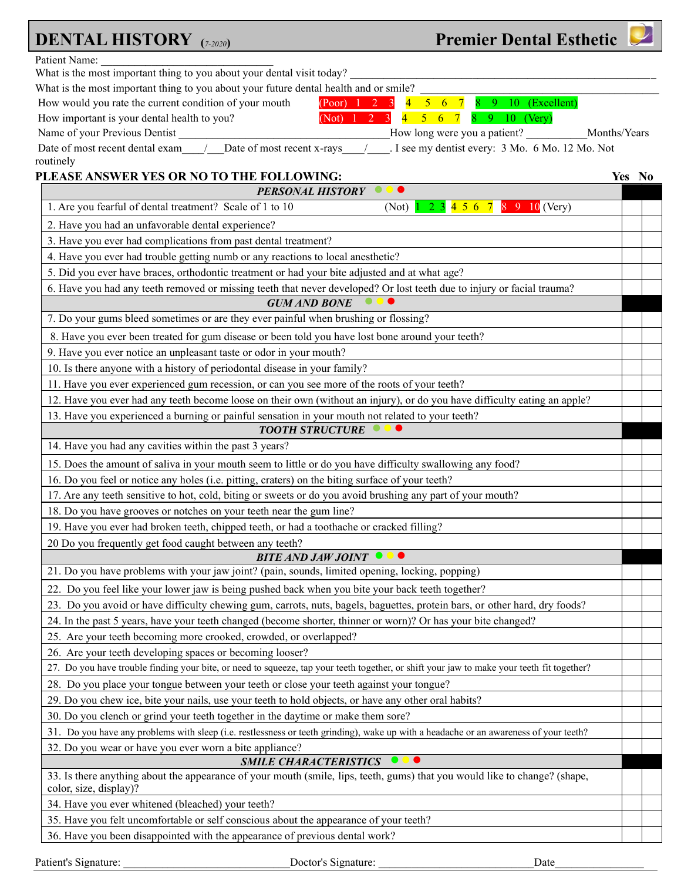# DENTAL HISTORY (7-2020)

**Premier Dental Esthetic**

Patient Name: ________________________________

What is the most important thing to you about your dental visit today? ______________________________________________________________

What is the most important thing to you about your future dental health and or smile? ______________________________________________

How would you rate the current condition of your mouth (Poor) 1 2 3 4 5 6 7 8 9 10 (Excellent)

How important is your dental health to you? (Not) 1 2 3 4 5 6 7 8 9 10 (Very)

Name of your Previous Dentist _______________________________________How long were you a patient? ___________Months/Years

Date of most recent dental exam____/___Date of most recent x-rays____/____. I see my dentist every: 3 Mo. 6 Mo. 12 Mo. Not routinely

## PLEASE ANSWER YES OR NO TO THE FOLLOWING:

| | Yes | No |
|---|---|---|
| ***PERSONAL HISTORY*** | | |
| 1. Are you fearful of dental treatment? Scale of 1 to 10 (Not) 1 2 3 4 5 6 7 8 9 10 (Very) | | |
| 2. Have you had an unfavorable dental experience? | | |
| 3. Have you ever had complications from past dental treatment? | | |
| 4. Have you ever had trouble getting numb or any reactions to local anesthetic? | | |
| 5. Did you ever have braces, orthodontic treatment or had your bite adjusted and at what age? | | |
| 6. Have you had any teeth removed or missing teeth that never developed? Or lost teeth due to injury or facial trauma? | | |
| ***GUM AND BONE*** | | |
| 7. Do your gums bleed sometimes or are they ever painful when brushing or flossing? | | |
| 8. Have you ever been treated for gum disease or been told you have lost bone around your teeth? | | |
| 9. Have you ever notice an unpleasant taste or odor in your mouth? | | |
| 10. Is there anyone with a history of periodontal disease in your family? | | |
| 11. Have you ever experienced gum recession, or can you see more of the roots of your teeth? | | |
| 12. Have you ever had any teeth become loose on their own (without an injury), or do you have difficulty eating an apple? | | |
| 13. Have you experienced a burning or painful sensation in your mouth not related to your teeth? | | |
| ***TOOTH STRUCTURE*** | | |
| 14. Have you had any cavities within the past 3 years? | | |
| 15. Does the amount of saliva in your mouth seem to little or do you have difficulty swallowing any food? | | |
| 16. Do you feel or notice any holes (i.e. pitting, craters) on the biting surface of your teeth? | | |
| 17. Are any teeth sensitive to hot, cold, biting or sweets or do you avoid brushing any part of your mouth? | | |
| 18. Do you have grooves or notches on your teeth near the gum line? | | |
| 19. Have you ever had broken teeth, chipped teeth, or had a toothache or cracked filling? | | |
| 20 Do you frequently get food caught between any teeth? | | |
| ***BITE AND JAW JOINT*** | | |
| 21. Do you have problems with your jaw joint? (pain, sounds, limited opening, locking, popping) | | |
| 22. Do you feel like your lower jaw is being pushed back when you bite your back teeth together? | | |
| 23. Do you avoid or have difficulty chewing gum, carrots, nuts, bagels, baguettes, protein bars, or other hard, dry foods? | | |
| 24. In the past 5 years, have your teeth changed (become shorter, thinner or worn)? Or has your bite changed? | | |
| 25. Are your teeth becoming more crooked, crowded, or overlapped? | | |
| 26. Are your teeth developing spaces or becoming looser? | | |
| 27. Do you have trouble finding your bite, or need to squeeze, tap your teeth together, or shift your jaw to make your teeth fit together? | | |
| 28. Do you place your tongue between your teeth or close your teeth against your tongue? | | |
| 29. Do you chew ice, bite your nails, use your teeth to hold objects, or have any other oral habits? | | |
| 30. Do you clench or grind your teeth together in the daytime or make them sore? | | |
| 31. Do you have any problems with sleep (i.e. restlessness or teeth grinding), wake up with a headache or an awareness of your teeth? | | |
| 32. Do you wear or have you ever worn a bite appliance? | | |
| ***SMILE CHARACTERISTICS*** | | |
| 33. Is there anything about the appearance of your mouth (smile, lips, teeth, gums) that you would like to change? (shape, color, size, display)? | | |
| 34. Have you ever whitened (bleached) your teeth? | | |
| 35. Have you felt uncomfortable or self conscious about the appearance of your teeth? | | |
| 36. Have you been disappointed with the appearance of previous dental work? | | |

Patient's Signature: ____________________________Doctor's Signature: ____________________________Date________________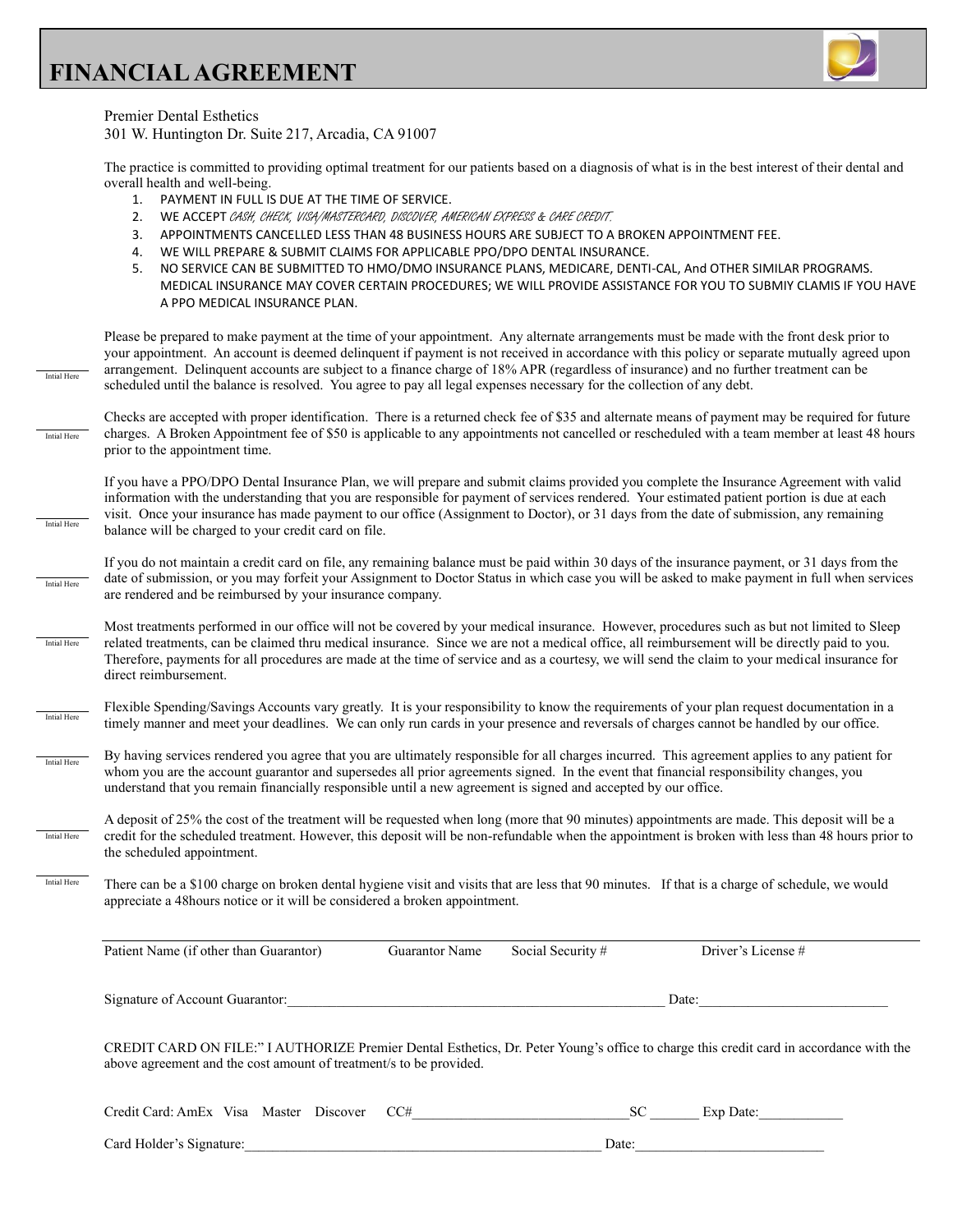# FINANCIAL AGREEMENT

Premier Dental Esthetics
301 W. Huntington Dr. Suite 217, Arcadia, CA 91007

The practice is committed to providing optimal treatment for our patients based on a diagnosis of what is in the best interest of their dental and overall health and well-being.

1. PAYMENT IN FULL IS DUE AT THE TIME OF SERVICE.
2. WE ACCEPT *CASH, CHECK, VISA/MASTERCARD, DISCOVER, AMERICAN EXPRESS & CARE CREDIT.*
3. APPOINTMENTS CANCELLED LESS THAN 48 BUSINESS HOURS ARE SUBJECT TO A BROKEN APPOINTMENT FEE.
4. WE WILL PREPARE & SUBMIT CLAIMS FOR APPLICABLE PPO/DPO DENTAL INSURANCE.
5. NO SERVICE CAN BE SUBMITTED TO HMO/DMO INSURANCE PLANS, MEDICARE, DENTI-CAL, And OTHER SIMILAR PROGRAMS. MEDICAL INSURANCE MAY COVER CERTAIN PROCEDURES; WE WILL PROVIDE ASSISTANCE FOR YOU TO SUBMIY CLAMIS IF YOU HAVE A PPO MEDICAL INSURANCE PLAN.

______ Intial Here

Please be prepared to make payment at the time of your appointment. Any alternate arrangements must be made with the front desk prior to your appointment. An account is deemed delinquent if payment is not received in accordance with this policy or separate mutually agreed upon arrangement. Delinquent accounts are subject to a finance charge of 18% APR (regardless of insurance) and no further treatment can be scheduled until the balance is resolved. You agree to pay all legal expenses necessary for the collection of any debt.

______ Intial Here

Checks are accepted with proper identification. There is a returned check fee of $35 and alternate means of payment may be required for future charges. A Broken Appointment fee of $50 is applicable to any appointments not cancelled or rescheduled with a team member at least 48 hours prior to the appointment time.

______ Intial Here

If you have a PPO/DPO Dental Insurance Plan, we will prepare and submit claims provided you complete the Insurance Agreement with valid information with the understanding that you are responsible for payment of services rendered. Your estimated patient portion is due at each visit. Once your insurance has made payment to our office (Assignment to Doctor), or 31 days from the date of submission, any remaining balance will be charged to your credit card on file.

______ Intial Here

If you do not maintain a credit card on file, any remaining balance must be paid within 30 days of the insurance payment, or 31 days from the date of submission, or you may forfeit your Assignment to Doctor Status in which case you will be asked to make payment in full when services are rendered and be reimbursed by your insurance company.

______ Intial Here

Most treatments performed in our office will not be covered by your medical insurance. However, procedures such as but not limited to Sleep related treatments, can be claimed thru medical insurance. Since we are not a medical office, all reimbursement will be directly paid to you. Therefore, payments for all procedures are made at the time of service and as a courtesy, we will send the claim to your medical insurance for direct reimbursement.

______ Intial Here

Flexible Spending/Savings Accounts vary greatly. It is your responsibility to know the requirements of your plan request documentation in a timely manner and meet your deadlines. We can only run cards in your presence and reversals of charges cannot be handled by our office.

______ Intial Here

By having services rendered you agree that you are ultimately responsible for all charges incurred. This agreement applies to any patient for whom you are the account guarantor and supersedes all prior agreements signed. In the event that financial responsibility changes, you understand that you remain financially responsible until a new agreement is signed and accepted by our office.

______ Intial Here

A deposit of 25% the cost of the treatment will be requested when long (more that 90 minutes) appointments are made. This deposit will be a credit for the scheduled treatment. However, this deposit will be non-refundable when the appointment is broken with less than 48 hours prior to the scheduled appointment.

______ Intial Here

There can be a $100 charge on broken dental hygiene visit and visits that are less that 90 minutes. If that is a charge of schedule, we would appreciate a 48hours notice or it will be considered a broken appointment.

Patient Name (if other than Guarantor) Guarantor Name Social Security # Driver's License #

Signature of Account Guarantor:______________________________ Date:______________

CREDIT CARD ON FILE:" I AUTHORIZE Premier Dental Esthetics, Dr. Peter Young's office to charge this credit card in accordance with the above agreement and the cost amount of treatment/s to be provided.

Credit Card: AmEx Visa Master Discover CC#______________________ SC _______ Exp Date:____________

Card Holder's Signature:______________________________ Date:______________